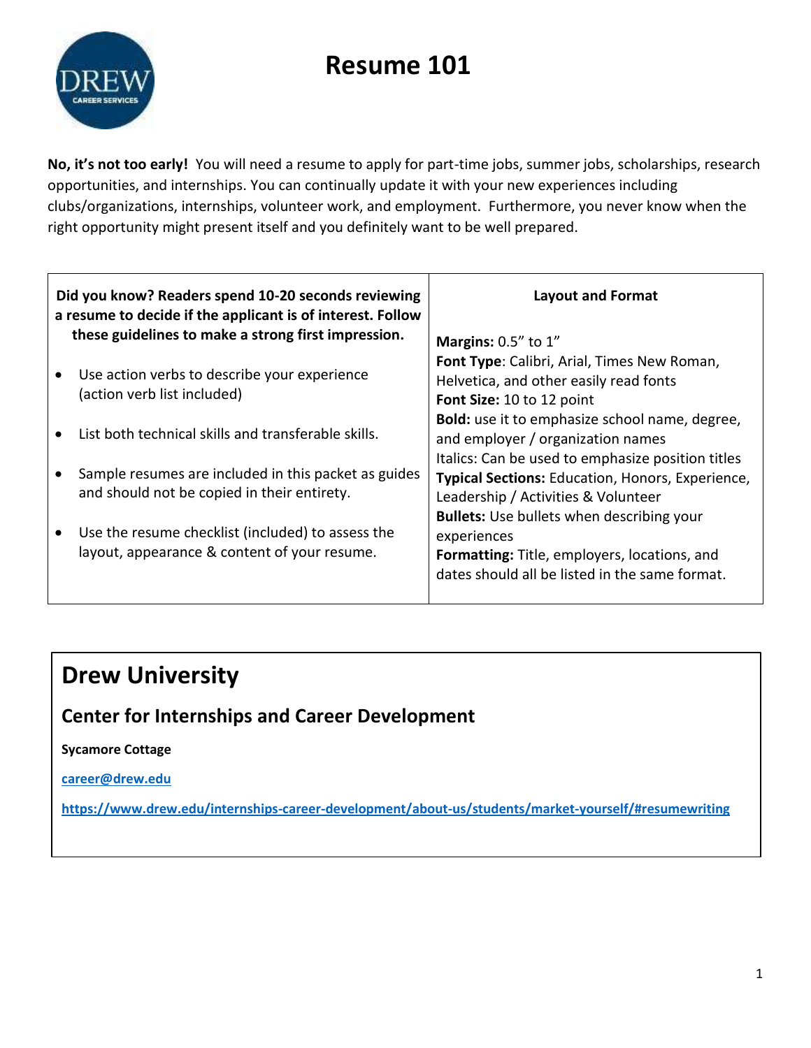# Resume 101

**No, it's not too early!** You will need a resume to apply for part-time jobs, summer jobs, scholarships, research opportunities, and internships. You can continually update it with your new experiences including clubs/organizations, internships, volunteer work, and employment. Furthermore, you never know when the right opportunity might present itself and you definitely want to be well prepared.

| **Did you know? Readers spend 10-20 seconds reviewing a resume to decide if the applicant is of interest. Follow these guidelines to make a strong first impression.** | **Layout and Format** |
|---|---|
| • Use action verbs to describe your experience (action verb list included)<br>• List both technical skills and transferable skills.<br>• Sample resumes are included in this packet as guides and should not be copied in their entirety.<br>• Use the resume checklist (included) to assess the layout, appearance & content of your resume. | **Margins:** 0.5" to 1"<br>**Font Type**: Calibri, Arial, Times New Roman, Helvetica, and other easily read fonts<br>**Font Size:** 10 to 12 point<br>**Bold:** use it to emphasize school name, degree, and employer / organization names<br>Italics: Can be used to emphasize position titles<br>**Typical Sections:** Education, Honors, Experience, Leadership / Activities & Volunteer<br>**Bullets:** Use bullets when describing your experiences<br>**Formatting:** Title, employers, locations, and dates should all be listed in the same format. |

## Drew University

### Center for Internships and Career Development

**Sycamore Cottage**

[career@drew.edu](mailto:career@drew.edu)

[https://www.drew.edu/internships-career-development/about-us/students/market-yourself/#resumewriting](https://www.drew.edu/internships-career-development/about-us/students/market-yourself/#resumewriting)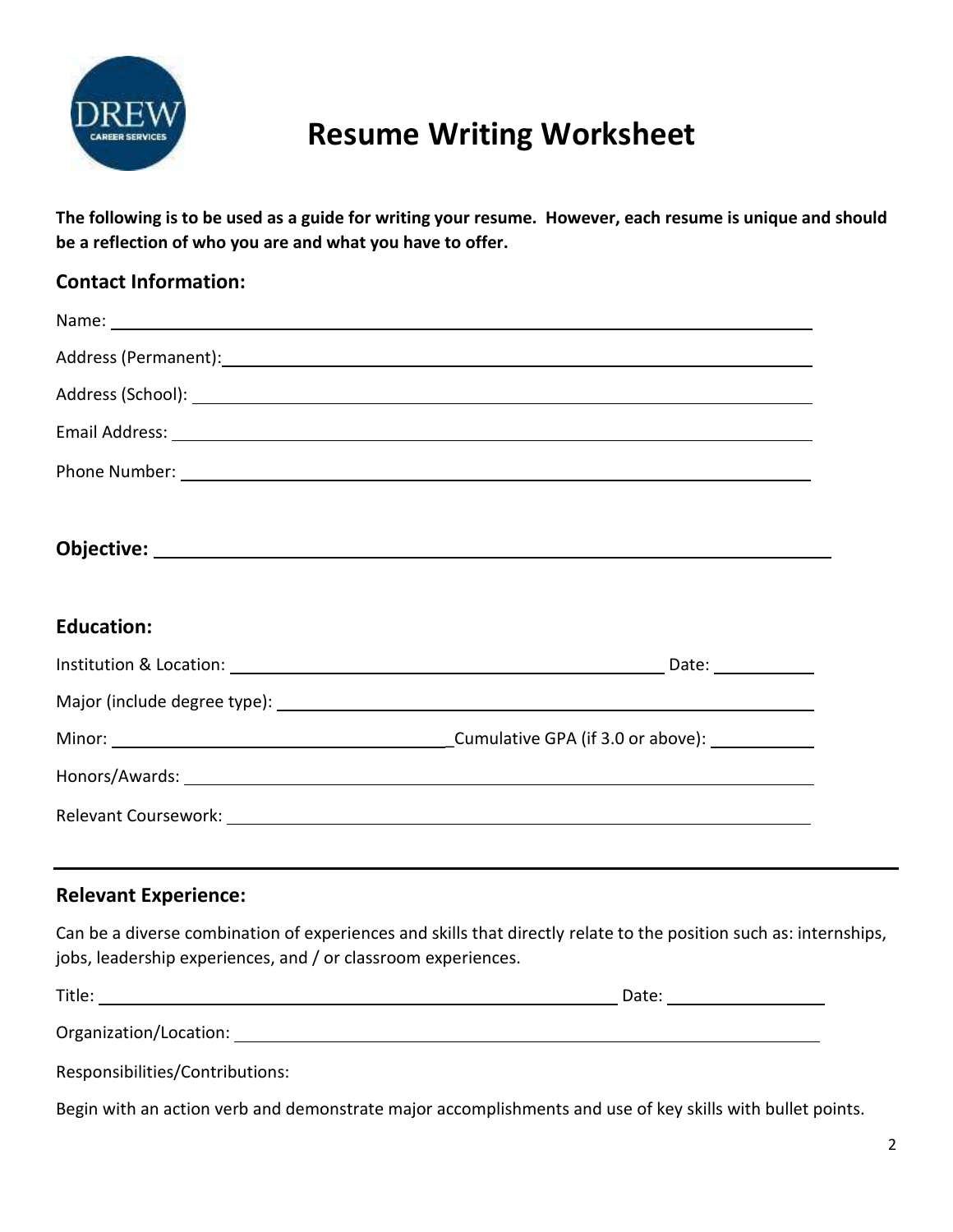# Resume Writing Worksheet

**The following is to be used as a guide for writing your resume. However, each resume is unique and should be a reflection of who you are and what you have to offer.**

## Contact Information:

Name: ______________________________________________________________

Address (Permanent): ______________________________________________________________

Address (School): ______________________________________________________________

Email Address: ______________________________________________________________

Phone Number: ______________________________________________________________

**Objective:** ______________________________________________________________

## Education:

Institution & Location: ________________________________________ Date: __________

Major (include degree type): ______________________________________________________________

Minor: ______________________________ Cumulative GPA (if 3.0 or above): __________

Honors/Awards: ______________________________________________________________

Relevant Coursework: ______________________________________________________________

---

## Relevant Experience:

Can be a diverse combination of experiences and skills that directly relate to the position such as: internships, jobs, leadership experiences, and / or classroom experiences.

Title: ________________________________________________ Date: ______________

Organization/Location: ______________________________________________________________

Responsibilities/Contributions:

Begin with an action verb and demonstrate major accomplishments and use of key skills with bullet points.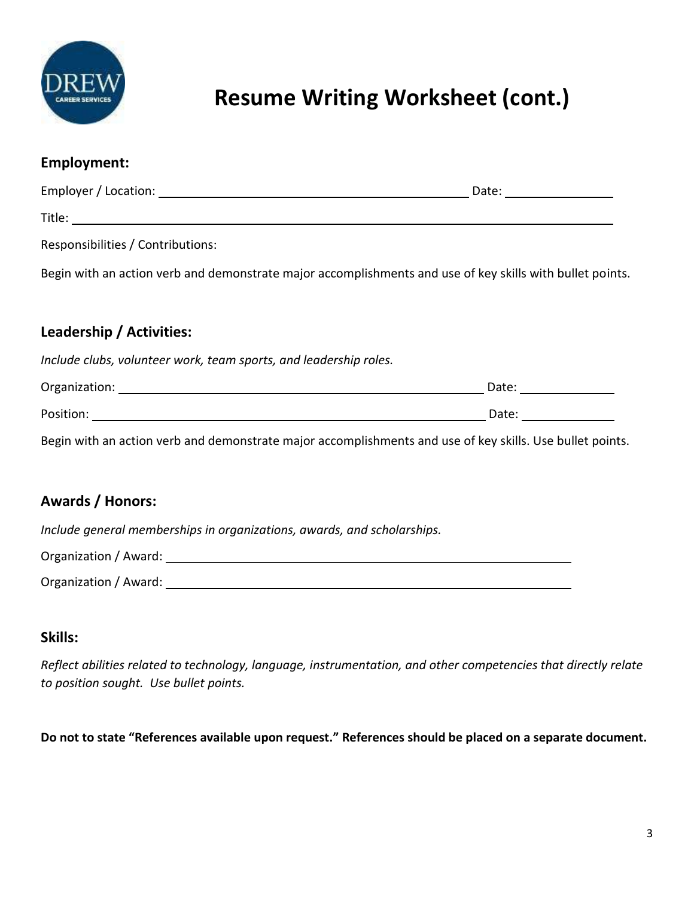# Resume Writing Worksheet (cont.)

## Employment:

Employer / Location: ______________________________________________ Date: ______________

Title: ______________________________________________________________________________

Responsibilities / Contributions:

Begin with an action verb and demonstrate major accomplishments and use of key skills with bullet points.

## Leadership / Activities:

*Include clubs, volunteer work, team sports, and leadership roles.*

Organization: ________________________________________________________ Date: ____________

Position: ____________________________________________________________ Date: ____________

Begin with an action verb and demonstrate major accomplishments and use of key skills. Use bullet points.

## Awards / Honors:

*Include general memberships in organizations, awards, and scholarships.*

Organization / Award: ___________________________________________________________

Organization / Award: ___________________________________________________________

## Skills:

*Reflect abilities related to technology, language, instrumentation, and other competencies that directly relate to position sought. Use bullet points.*

**Do not to state “References available upon request.” References should be placed on a separate document.**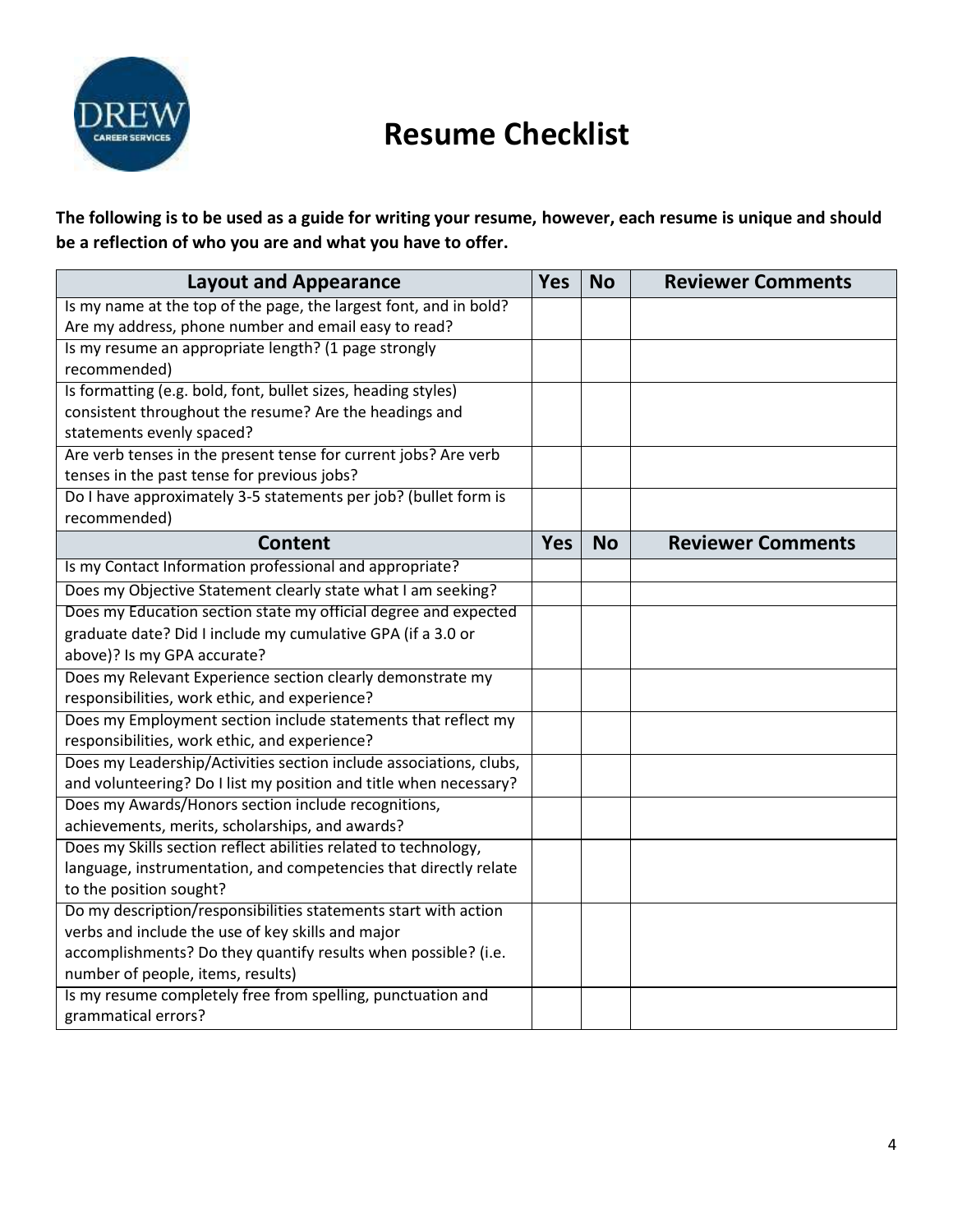# Resume Checklist

**The following is to be used as a guide for writing your resume, however, each resume is unique and should be a reflection of who you are and what you have to offer.**

| Layout and Appearance | Yes | No | Reviewer Comments |
|---|---|---|---|
| Is my name at the top of the page, the largest font, and in bold? Are my address, phone number and email easy to read? | | | |
| Is my resume an appropriate length? (1 page strongly recommended) | | | |
| Is formatting (e.g. bold, font, bullet sizes, heading styles) consistent throughout the resume? Are the headings and statements evenly spaced? | | | |
| Are verb tenses in the present tense for current jobs? Are verb tenses in the past tense for previous jobs? | | | |
| Do I have approximately 3-5 statements per job? (bullet form is recommended) | | | |
| **Content** | **Yes** | **No** | **Reviewer Comments** |
| Is my Contact Information professional and appropriate? | | | |
| Does my Objective Statement clearly state what I am seeking? | | | |
| Does my Education section state my official degree and expected graduate date? Did I include my cumulative GPA (if a 3.0 or above)? Is my GPA accurate? | | | |
| Does my Relevant Experience section clearly demonstrate my responsibilities, work ethic, and experience? | | | |
| Does my Employment section include statements that reflect my responsibilities, work ethic, and experience? | | | |
| Does my Leadership/Activities section include associations, clubs, and volunteering? Do I list my position and title when necessary? | | | |
| Does my Awards/Honors section include recognitions, achievements, merits, scholarships, and awards? | | | |
| Does my Skills section reflect abilities related to technology, language, instrumentation, and competencies that directly relate to the position sought? | | | |
| Do my description/responsibilities statements start with action verbs and include the use of key skills and major accomplishments? Do they quantify results when possible? (i.e. number of people, items, results) | | | |
| Is my resume completely free from spelling, punctuation and grammatical errors? | | | |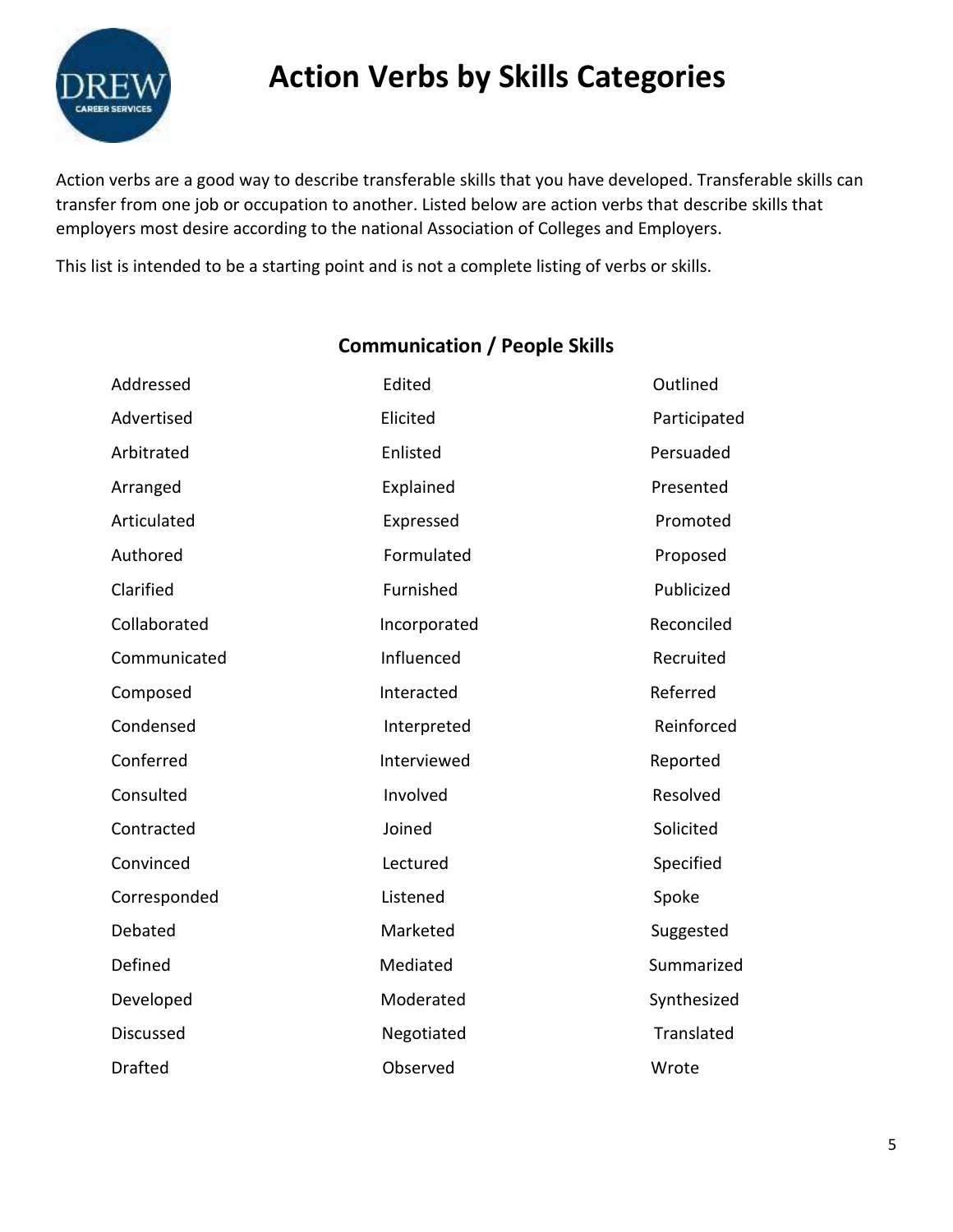# Action Verbs by Skills Categories

Action verbs are a good way to describe transferable skills that you have developed. Transferable skills can transfer from one job or occupation to another. Listed below are action verbs that describe skills that employers most desire according to the national Association of Colleges and Employers.

This list is intended to be a starting point and is not a complete listing of verbs or skills.

## Communication / People Skills

| | | |
|---|---|---|
| Addressed | Edited | Outlined |
| Advertised | Elicited | Participated |
| Arbitrated | Enlisted | Persuaded |
| Arranged | Explained | Presented |
| Articulated | Expressed | Promoted |
| Authored | Formulated | Proposed |
| Clarified | Furnished | Publicized |
| Collaborated | Incorporated | Reconciled |
| Communicated | Influenced | Recruited |
| Composed | Interacted | Referred |
| Condensed | Interpreted | Reinforced |
| Conferred | Interviewed | Reported |
| Consulted | Involved | Resolved |
| Contracted | Joined | Solicited |
| Convinced | Lectured | Specified |
| Corresponded | Listened | Spoke |
| Debated | Marketed | Suggested |
| Defined | Mediated | Summarized |
| Developed | Moderated | Synthesized |
| Discussed | Negotiated | Translated |
| Drafted | Observed | Wrote |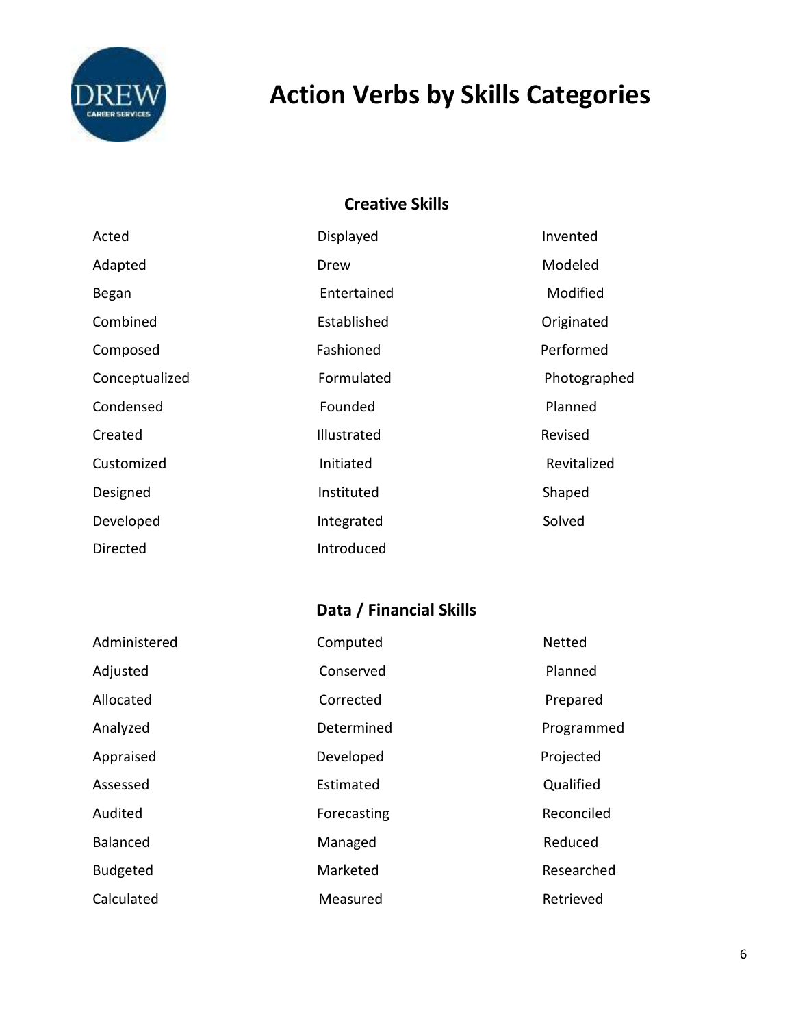# Action Verbs by Skills Categories

## Creative Skills

| | | |
|---|---|---|
| Acted | Displayed | Invented |
| Adapted | Drew | Modeled |
| Began | Entertained | Modified |
| Combined | Established | Originated |
| Composed | Fashioned | Performed |
| Conceptualized | Formulated | Photographed |
| Condensed | Founded | Planned |
| Created | Illustrated | Revised |
| Customized | Initiated | Revitalized |
| Designed | Instituted | Shaped |
| Developed | Integrated | Solved |
| Directed | Introduced | |

## Data / Financial Skills

| | | |
|---|---|---|
| Administered | Computed | Netted |
| Adjusted | Conserved | Planned |
| Allocated | Corrected | Prepared |
| Analyzed | Determined | Programmed |
| Appraised | Developed | Projected |
| Assessed | Estimated | Qualified |
| Audited | Forecasting | Reconciled |
| Balanced | Managed | Reduced |
| Budgeted | Marketed | Researched |
| Calculated | Measured | Retrieved |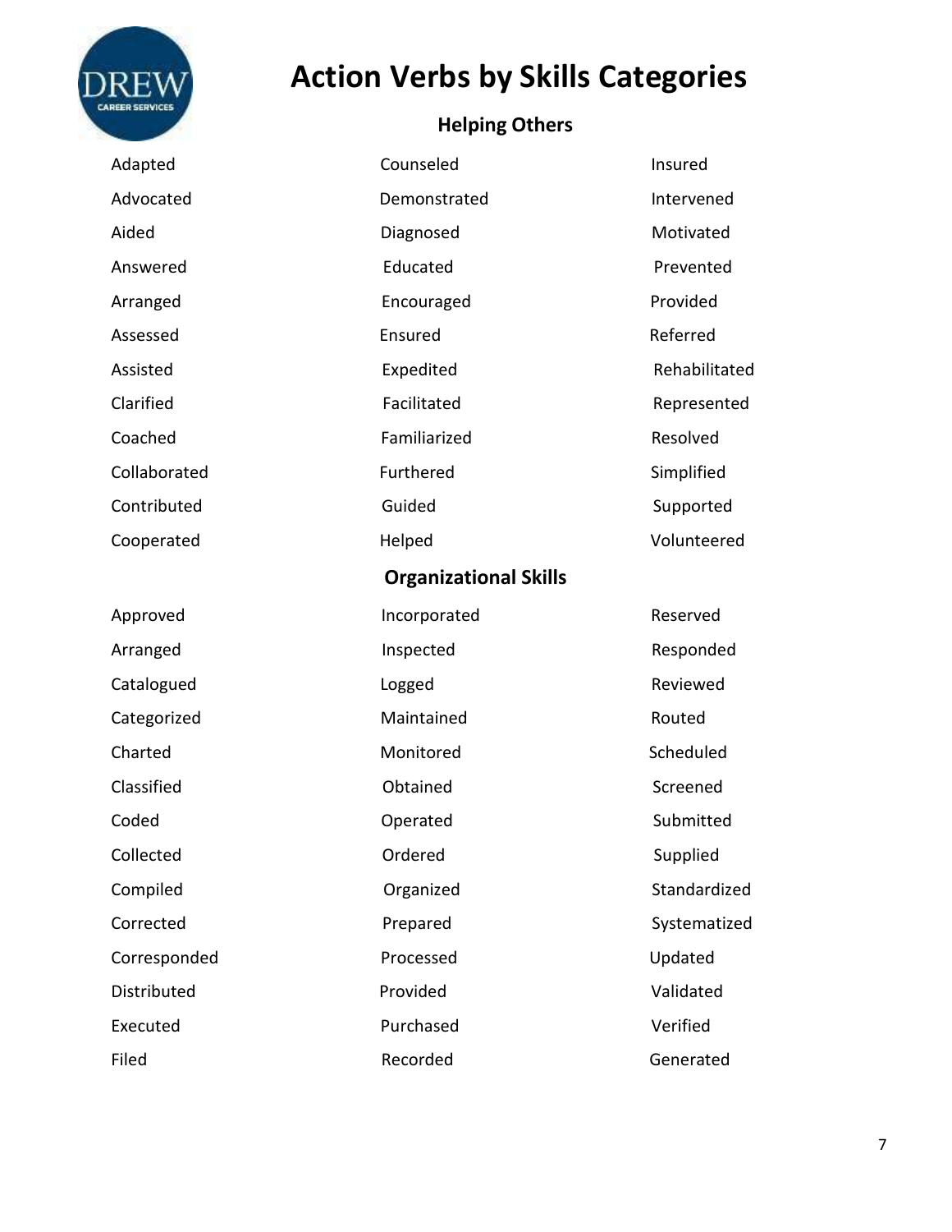# Action Verbs by Skills Categories

## Helping Others

| | | |
|---|---|---|
| Adapted | Counseled | Insured |
| Advocated | Demonstrated | Intervened |
| Aided | Diagnosed | Motivated |
| Answered | Educated | Prevented |
| Arranged | Encouraged | Provided |
| Assessed | Ensured | Referred |
| Assisted | Expedited | Rehabilitated |
| Clarified | Facilitated | Represented |
| Coached | Familiarized | Resolved |
| Collaborated | Furthered | Simplified |
| Contributed | Guided | Supported |
| Cooperated | Helped | Volunteered |

## Organizational Skills

| | | |
|---|---|---|
| Approved | Incorporated | Reserved |
| Arranged | Inspected | Responded |
| Catalogued | Logged | Reviewed |
| Categorized | Maintained | Routed |
| Charted | Monitored | Scheduled |
| Classified | Obtained | Screened |
| Coded | Operated | Submitted |
| Collected | Ordered | Supplied |
| Compiled | Organized | Standardized |
| Corrected | Prepared | Systematized |
| Corresponded | Processed | Updated |
| Distributed | Provided | Validated |
| Executed | Purchased | Verified |
| Filed | Recorded | Generated |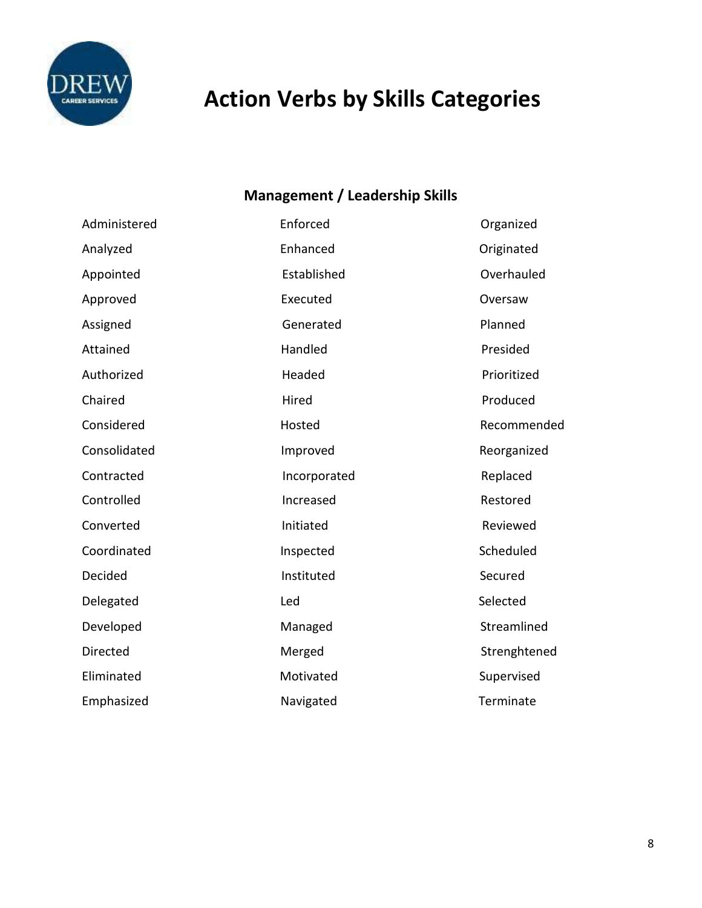# Action Verbs by Skills Categories

## Management / Leadership Skills

| | | |
|---|---|---|
| Administered | Enforced | Organized |
| Analyzed | Enhanced | Originated |
| Appointed | Established | Overhauled |
| Approved | Executed | Oversaw |
| Assigned | Generated | Planned |
| Attained | Handled | Presided |
| Authorized | Headed | Prioritized |
| Chaired | Hired | Produced |
| Considered | Hosted | Recommended |
| Consolidated | Improved | Reorganized |
| Contracted | Incorporated | Replaced |
| Controlled | Increased | Restored |
| Converted | Initiated | Reviewed |
| Coordinated | Inspected | Scheduled |
| Decided | Instituted | Secured |
| Delegated | Led | Selected |
| Developed | Managed | Streamlined |
| Directed | Merged | Strenghtened |
| Eliminated | Motivated | Supervised |
| Emphasized | Navigated | Terminate |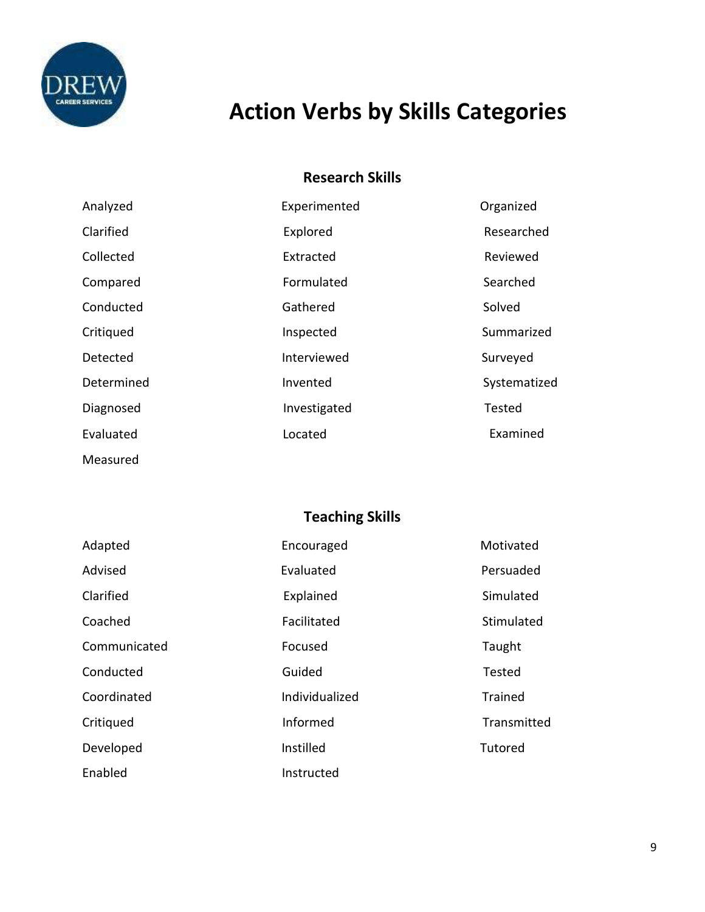# Action Verbs by Skills Categories

## Research Skills

| | | |
|---|---|---|
| Analyzed | Experimented | Organized |
| Clarified | Explored | Researched |
| Collected | Extracted | Reviewed |
| Compared | Formulated | Searched |
| Conducted | Gathered | Solved |
| Critiqued | Inspected | Summarized |
| Detected | Interviewed | Surveyed |
| Determined | Invented | Systematized |
| Diagnosed | Investigated | Tested |
| Evaluated | Located | Examined |
| Measured | | |

## Teaching Skills

| | | |
|---|---|---|
| Adapted | Encouraged | Motivated |
| Advised | Evaluated | Persuaded |
| Clarified | Explained | Simulated |
| Coached | Facilitated | Stimulated |
| Communicated | Focused | Taught |
| Conducted | Guided | Tested |
| Coordinated | Individualized | Trained |
| Critiqued | Informed | Transmitted |
| Developed | Instilled | Tutored |
| Enabled | Instructed | |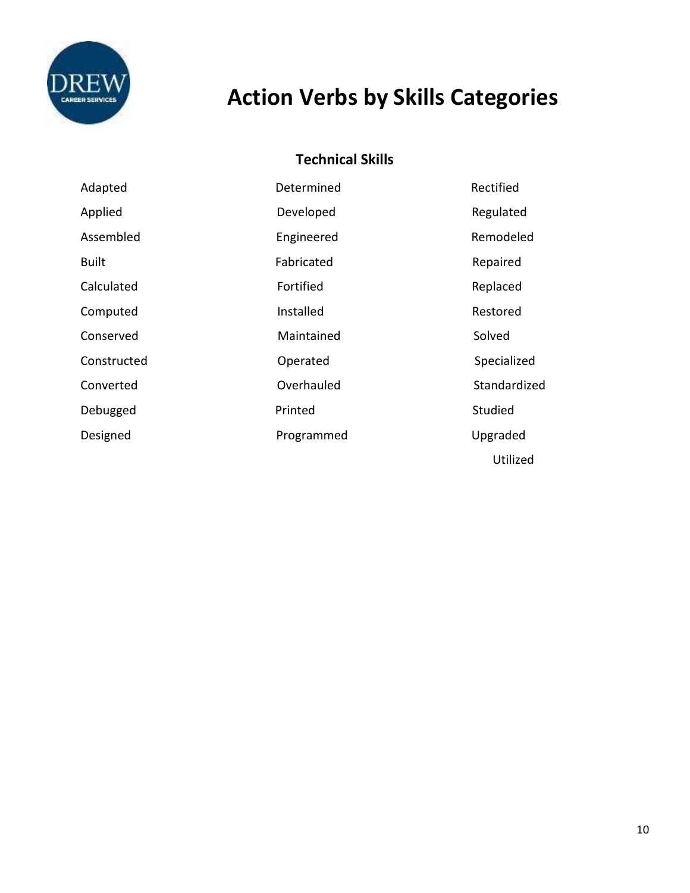# Action Verbs by Skills Categories

## Technical Skills

| | | |
|---|---|---|
| Adapted | Determined | Rectified |
| Applied | Developed | Regulated |
| Assembled | Engineered | Remodeled |
| Built | Fabricated | Repaired |
| Calculated | Fortified | Replaced |
| Computed | Installed | Restored |
| Conserved | Maintained | Solved |
| Constructed | Operated | Specialized |
| Converted | Overhauled | Standardized |
| Debugged | Printed | Studied |
| Designed | Programmed | Upgraded |
| | | Utilized |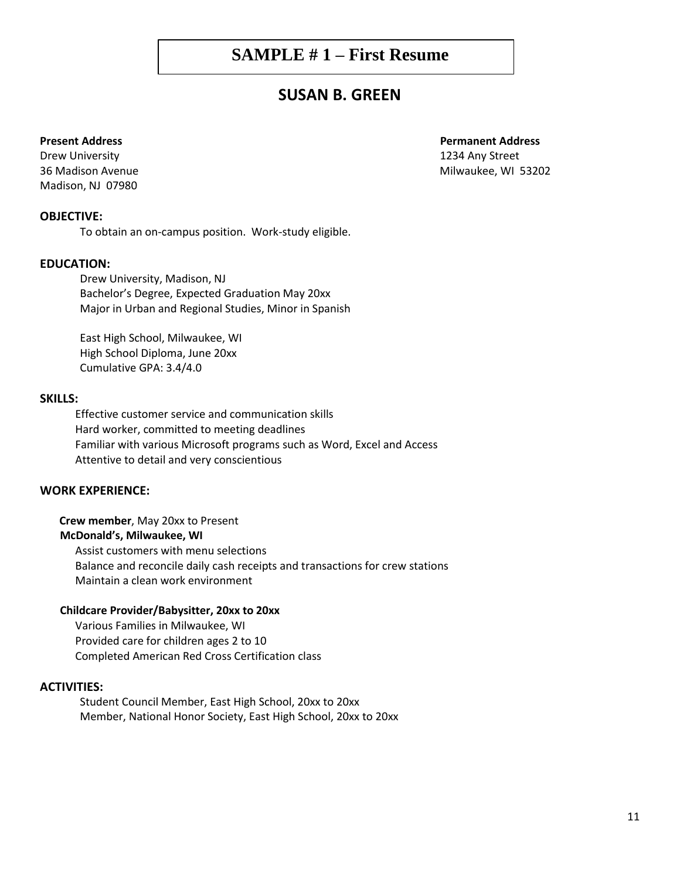# SAMPLE # 1 – First Resume

## SUSAN B. GREEN

**Present Address**
Drew University
36 Madison Avenue
Madison, NJ 07980

**Permanent Address**
1234 Any Street
Milwaukee, WI 53202

### OBJECTIVE:

To obtain an on-campus position. Work-study eligible.

### EDUCATION:

Drew University, Madison, NJ
Bachelor's Degree, Expected Graduation May 20xx
Major in Urban and Regional Studies, Minor in Spanish

East High School, Milwaukee, WI
High School Diploma, June 20xx
Cumulative GPA: 3.4/4.0

### SKILLS:

Effective customer service and communication skills
Hard worker, committed to meeting deadlines
Familiar with various Microsoft programs such as Word, Excel and Access
Attentive to detail and very conscientious

### WORK EXPERIENCE:

**Crew member**, May 20xx to Present
**McDonald's, Milwaukee, WI**
Assist customers with menu selections
Balance and reconcile daily cash receipts and transactions for crew stations
Maintain a clean work environment

**Childcare Provider/Babysitter, 20xx to 20xx**
Various Families in Milwaukee, WI
Provided care for children ages 2 to 10
Completed American Red Cross Certification class

### ACTIVITIES:

Student Council Member, East High School, 20xx to 20xx
Member, National Honor Society, East High School, 20xx to 20xx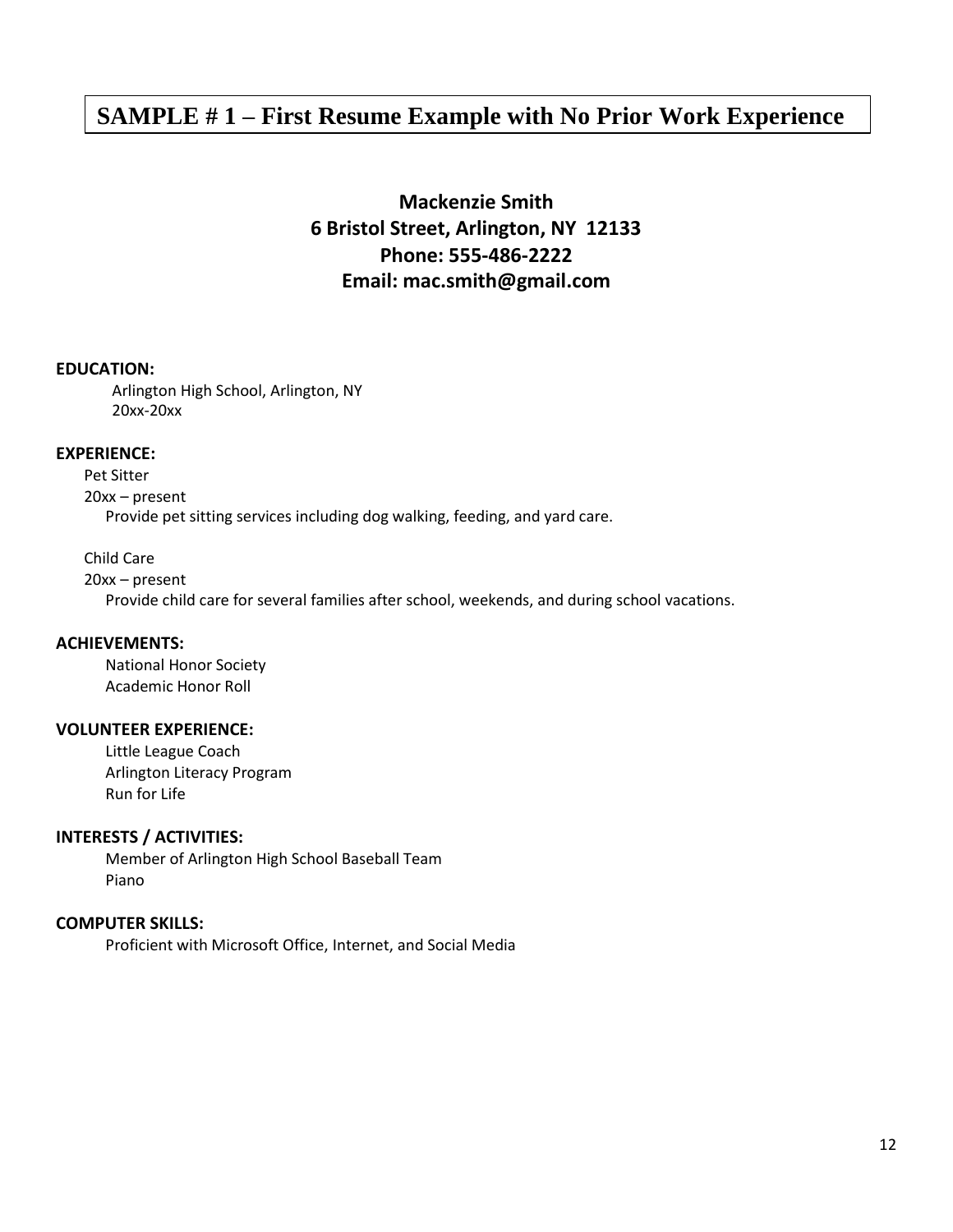## SAMPLE # 1 – First Resume Example with No Prior Work Experience

**Mackenzie Smith**
**6 Bristol Street, Arlington, NY 12133**
**Phone: 555-486-2222**
**Email: mac.smith@gmail.com**

**EDUCATION:**

Arlington High School, Arlington, NY
20xx-20xx

**EXPERIENCE:**

Pet Sitter
20xx – present
Provide pet sitting services including dog walking, feeding, and yard care.

Child Care
20xx – present
Provide child care for several families after school, weekends, and during school vacations.

**ACHIEVEMENTS:**

National Honor Society
Academic Honor Roll

**VOLUNTEER EXPERIENCE:**

Little League Coach
Arlington Literacy Program
Run for Life

**INTERESTS / ACTIVITIES:**

Member of Arlington High School Baseball Team
Piano

**COMPUTER SKILLS:**

Proficient with Microsoft Office, Internet, and Social Media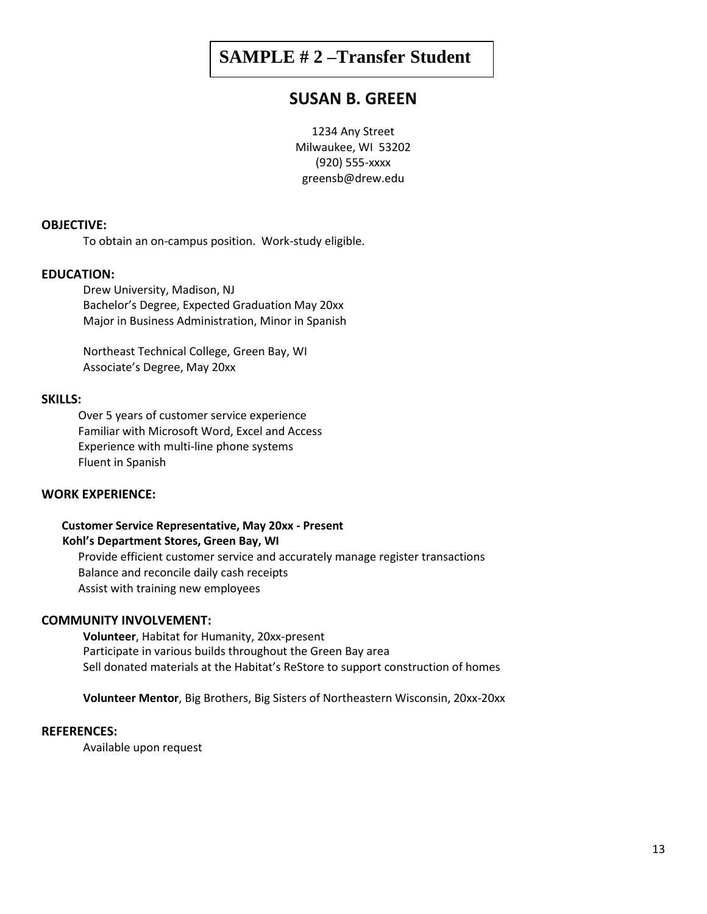**SAMPLE # 2 –Transfer Student**

# SUSAN B. GREEN

1234 Any Street
Milwaukee, WI 53202
(920) 555-xxxx
greensb@drew.edu

## OBJECTIVE:

To obtain an on-campus position. Work-study eligible.

## EDUCATION:

Drew University, Madison, NJ
Bachelor's Degree, Expected Graduation May 20xx
Major in Business Administration, Minor in Spanish

Northeast Technical College, Green Bay, WI
Associate's Degree, May 20xx

## SKILLS:

Over 5 years of customer service experience
Familiar with Microsoft Word, Excel and Access
Experience with multi-line phone systems
Fluent in Spanish

## WORK EXPERIENCE:

**Customer Service Representative, May 20xx - Present**
**Kohl's Department Stores, Green Bay, WI**
Provide efficient customer service and accurately manage register transactions
Balance and reconcile daily cash receipts
Assist with training new employees

## COMMUNITY INVOLVEMENT:

**Volunteer**, Habitat for Humanity, 20xx-present
Participate in various builds throughout the Green Bay area
Sell donated materials at the Habitat's ReStore to support construction of homes

**Volunteer Mentor**, Big Brothers, Big Sisters of Northeastern Wisconsin, 20xx-20xx

## REFERENCES:

Available upon request